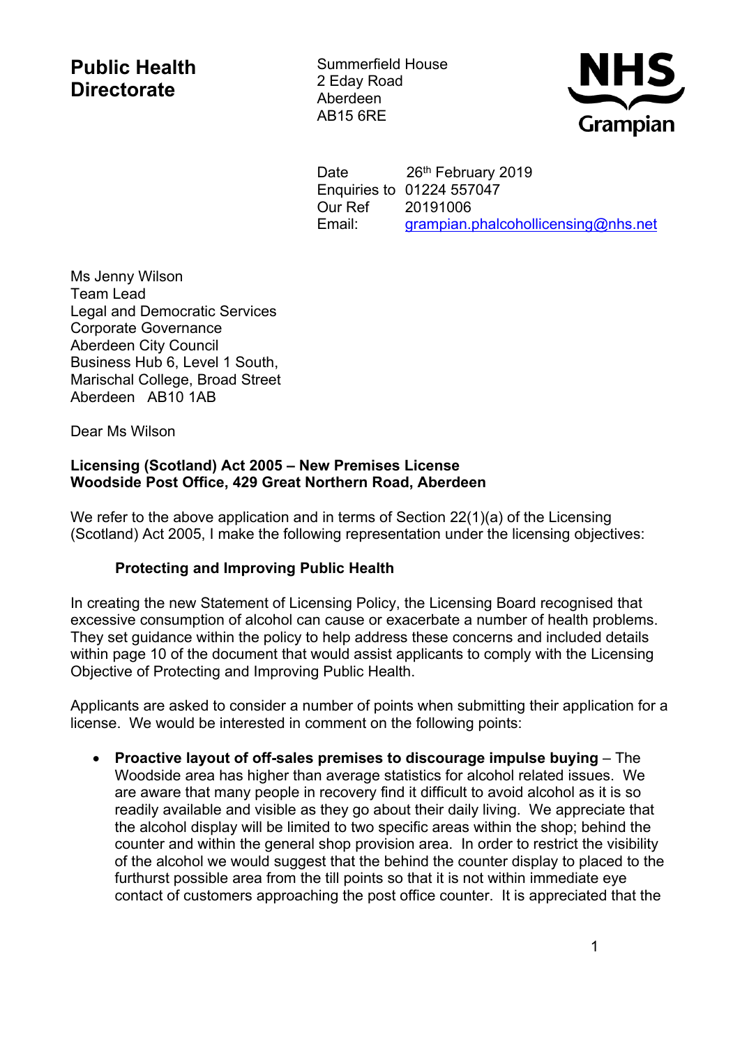**Public Health Directorate**

Summerfield House
2 Eday Road
Aberdeen
AB15 6RE

NHS Grampian

Date 26th February 2019
Enquiries to 01224 557047
Our Ref 20191006
Email: grampian.phalcohollicensing@nhs.net

Ms Jenny Wilson
Team Lead
Legal and Democratic Services
Corporate Governance
Aberdeen City Council
Business Hub 6, Level 1 South,
Marischal College, Broad Street
Aberdeen AB10 1AB

Dear Ms Wilson

**Licensing (Scotland) Act 2005 – New Premises License**
**Woodside Post Office, 429 Great Northern Road, Aberdeen**

We refer to the above application and in terms of Section 22(1)(a) of the Licensing (Scotland) Act 2005, I make the following representation under the licensing objectives:

**Protecting and Improving Public Health**

In creating the new Statement of Licensing Policy, the Licensing Board recognised that excessive consumption of alcohol can cause or exacerbate a number of health problems. They set guidance within the policy to help address these concerns and included details within page 10 of the document that would assist applicants to comply with the Licensing Objective of Protecting and Improving Public Health.

Applicants are asked to consider a number of points when submitting their application for a license. We would be interested in comment on the following points:

- **Proactive layout of off-sales premises to discourage impulse buying** – The Woodside area has higher than average statistics for alcohol related issues. We are aware that many people in recovery find it difficult to avoid alcohol as it is so readily available and visible as they go about their daily living. We appreciate that the alcohol display will be limited to two specific areas within the shop; behind the counter and within the general shop provision area. In order to restrict the visibility of the alcohol we would suggest that the behind the counter display to placed to the furthurst possible area from the till points so that it is not within immediate eye contact of customers approaching the post office counter. It is appreciated that the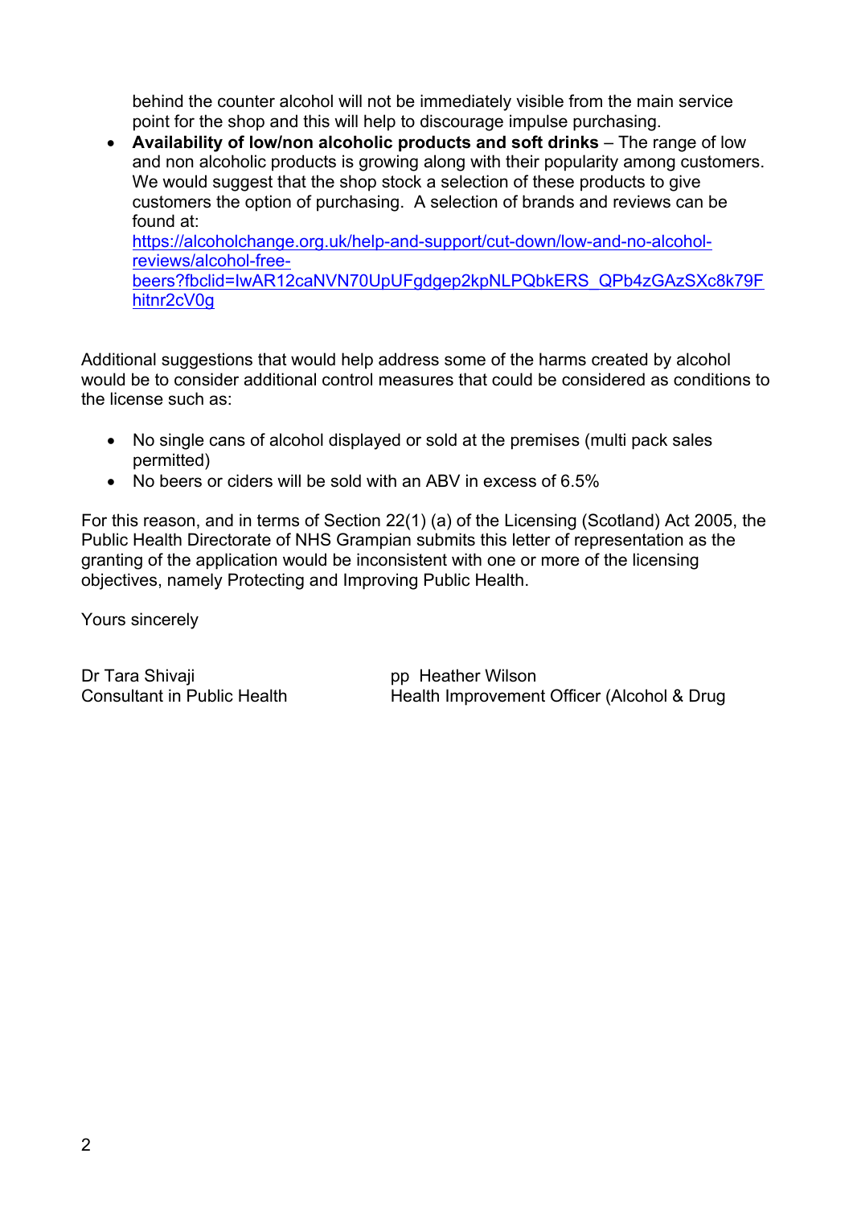behind the counter alcohol will not be immediately visible from the main service point for the shop and this will help to discourage impulse purchasing.

- **Availability of low/non alcoholic products and soft drinks** – The range of low and non alcoholic products is growing along with their popularity among customers. We would suggest that the shop stock a selection of these products to give customers the option of purchasing. A selection of brands and reviews can be found at: https://alcoholchange.org.uk/help-and-support/cut-down/low-and-no-alcohol-reviews/alcohol-free-beers?fbclid=IwAR12caNVN70UpUFgdgep2kpNLPQbkERS_QPb4zGAzSXc8k79Fhitnr2cV0g

Additional suggestions that would help address some of the harms created by alcohol would be to consider additional control measures that could be considered as conditions to the license such as:

- No single cans of alcohol displayed or sold at the premises (multi pack sales permitted)
- No beers or ciders will be sold with an ABV in excess of 6.5%

For this reason, and in terms of Section 22(1) (a) of the Licensing (Scotland) Act 2005, the Public Health Directorate of NHS Grampian submits this letter of representation as the granting of the application would be inconsistent with one or more of the licensing objectives, namely Protecting and Improving Public Health.

Yours sincerely

Dr Tara Shivaji
Consultant in Public Health

pp Heather Wilson
Health Improvement Officer (Alcohol & Drug